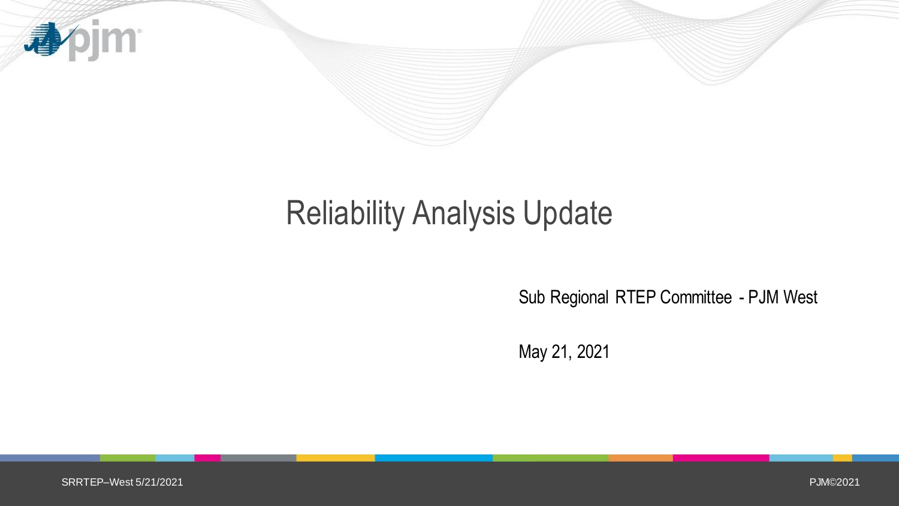# Reliability Analysis Update

Sub Regional RTEP Committee - PJM West

May 21, 2021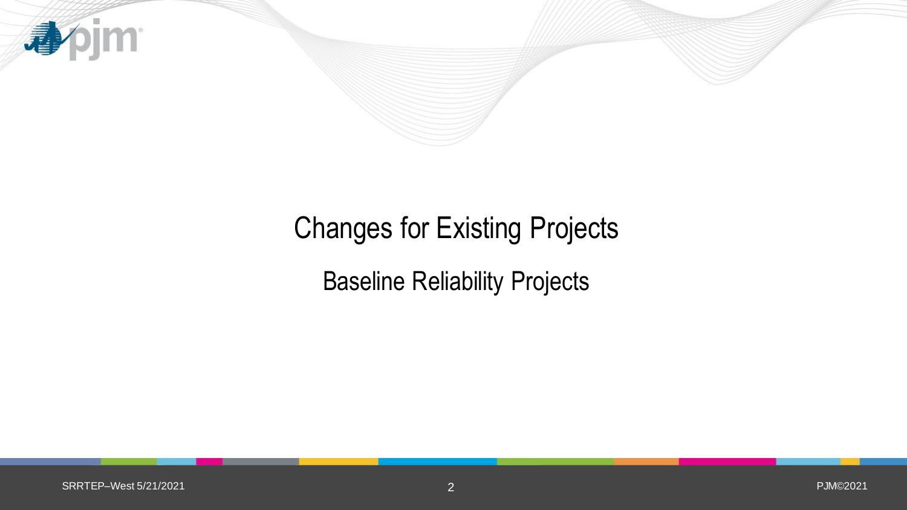# Changes for Existing Projects

## Baseline Reliability Projects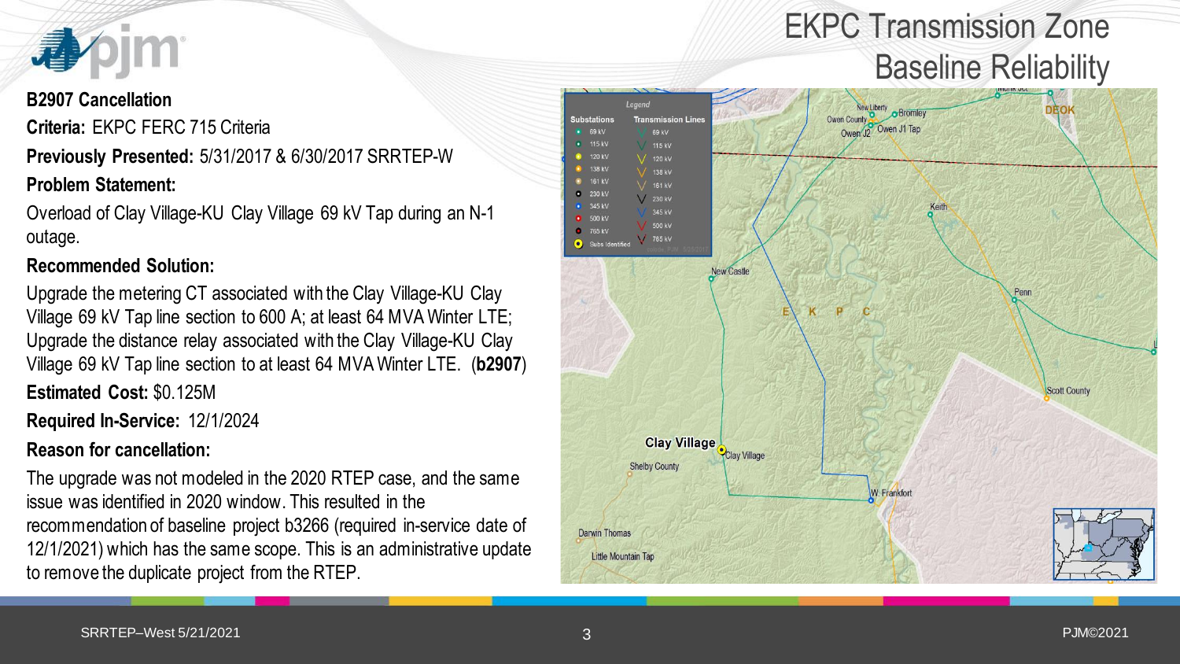# EKPC Transmission Zone Baseline Reliability

**B2907 Cancellation**

**Criteria:** EKPC FERC 715 Criteria

**Previously Presented:** 5/31/2017 & 6/30/2017 SRRTEP-W

**Problem Statement:**

Overload of Clay Village-KU Clay Village 69 kV Tap during an N-1 outage.

**Recommended Solution:**

Upgrade the metering CT associated with the Clay Village-KU Clay Village 69 kV Tap line section to 600 A; at least 64 MVA Winter LTE; Upgrade the distance relay associated with the Clay Village-KU Clay Village 69 kV Tap line section to at least 64 MVA Winter LTE. (**b2907**)

**Estimated Cost:** $0.125M

**Required In-Service:** 12/1/2024

**Reason for cancellation:**

The upgrade was not modeled in the 2020 RTEP case, and the same issue was identified in 2020 window. This resulted in the recommendation of baseline project b3266 (required in-service date of 12/1/2021) which has the same scope. This is an administrative update to remove the duplicate project from the RTEP.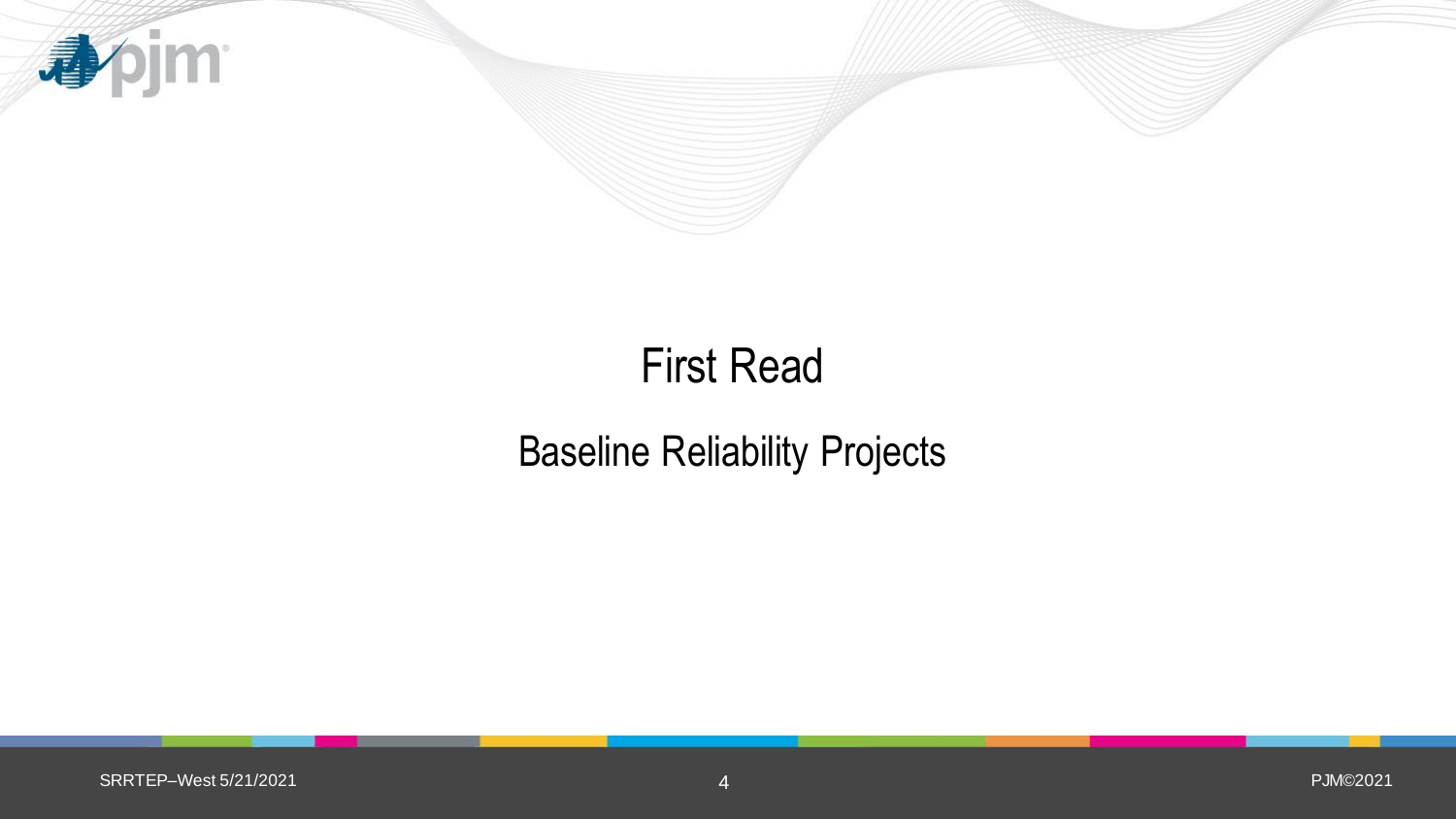# First Read

## Baseline Reliability Projects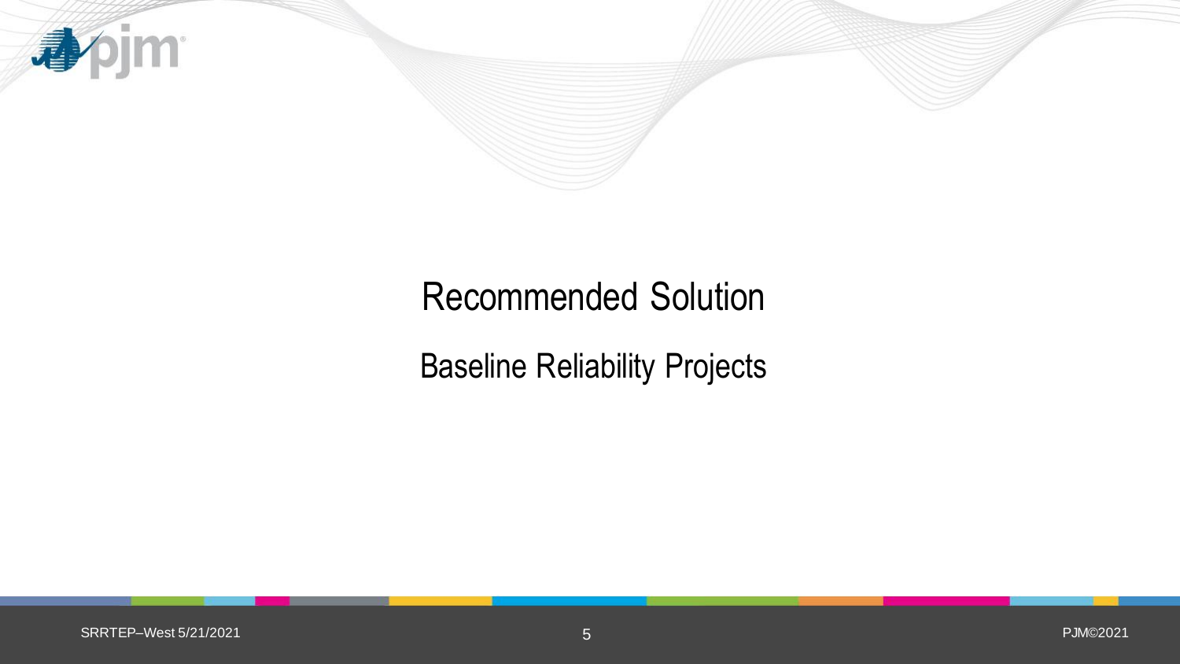# Recommended Solution

## Baseline Reliability Projects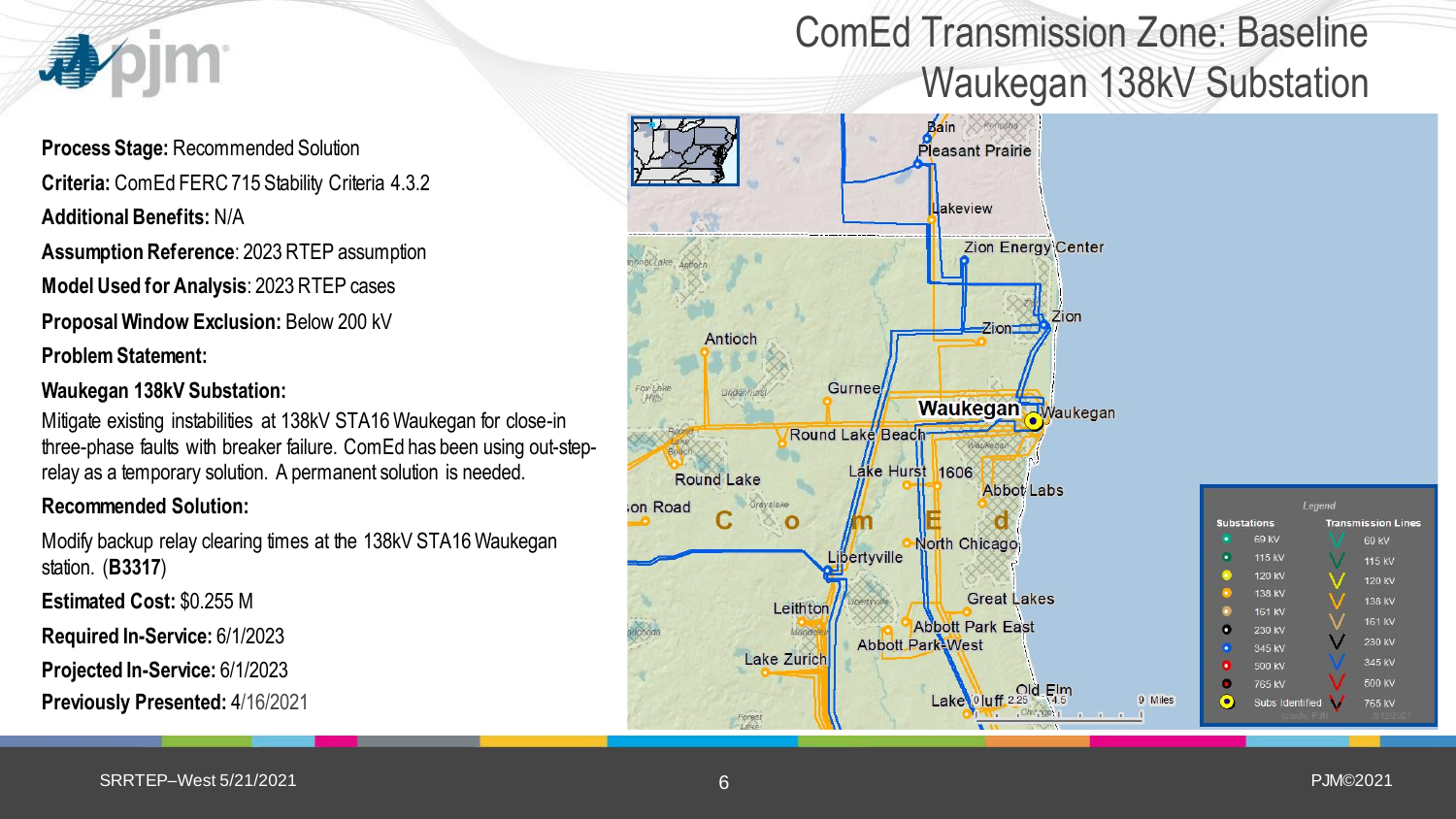# ComEd Transmission Zone: Baseline Waukegan 138kV Substation

**Process Stage:** Recommended Solution

**Criteria:** ComEd FERC 715 Stability Criteria 4.3.2

**Additional Benefits:** N/A

**Assumption Reference**: 2023 RTEP assumption

**Model Used for Analysis**: 2023 RTEP cases

**Proposal Window Exclusion:** Below 200 kV

**Problem Statement:**

**Waukegan 138kV Substation:**

Mitigate existing instabilities at 138kV STA16 Waukegan for close-in three-phase faults with breaker failure. ComEd has been using out-step-relay as a temporary solution. A permanent solution is needed.

**Recommended Solution:**

Modify backup relay clearing times at the 138kV STA16 Waukegan station. (**B3317**)

**Estimated Cost:** $0.255 M

**Required In-Service:** 6/1/2023

**Projected In-Service:** 6/1/2023

**Previously Presented:** 4/16/2021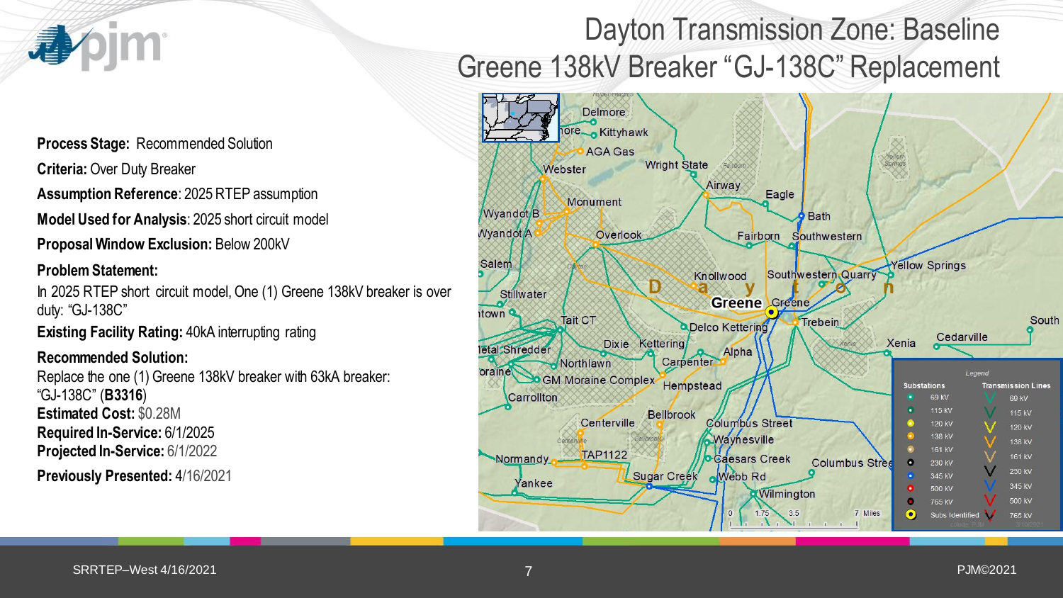# Dayton Transmission Zone: Baseline Greene 138kV Breaker "GJ-138C" Replacement

**Process Stage:** Recommended Solution

**Criteria:** Over Duty Breaker

**Assumption Reference**: 2025 RTEP assumption

**Model Used for Analysis**: 2025 short circuit model

**Proposal Window Exclusion:** Below 200kV

**Problem Statement:**

In 2025 RTEP short circuit model, One (1) Greene 138kV breaker is over duty: "GJ-138C"

**Existing Facility Rating:** 40kA interrupting rating

**Recommended Solution:**

Replace the one (1) Greene 138kV breaker with 63kA breaker: "GJ-138C" (**B3316**)

**Estimated Cost:** $0.28M

**Required In-Service:** 6/1/2025

**Projected In-Service:** 6/1/2022

**Previously Presented:** 4/16/2021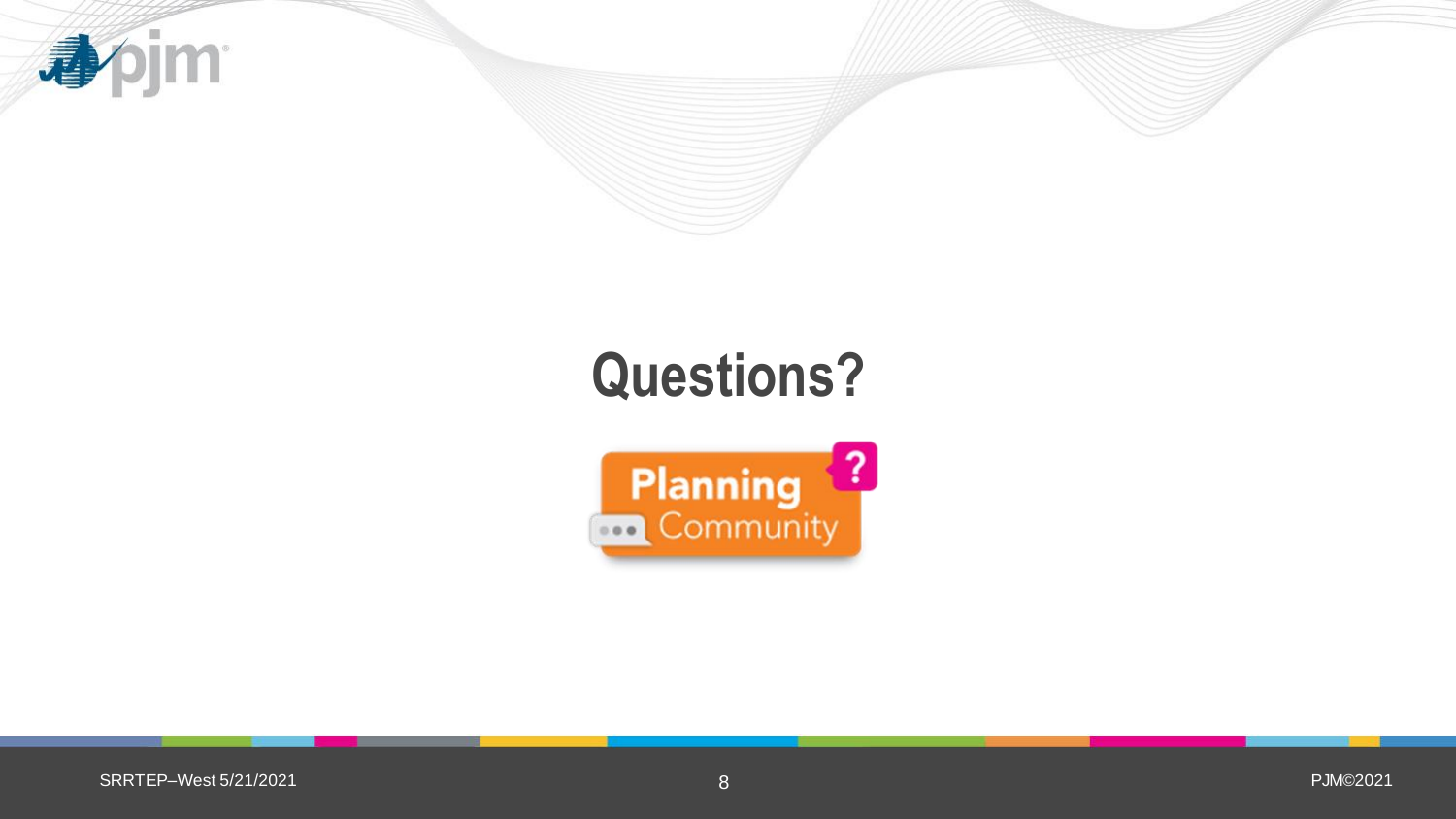# Questions?

Planning Community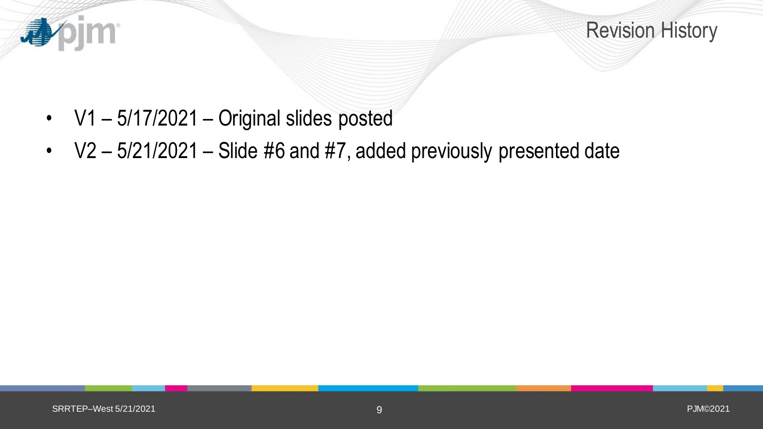# Revision History

- V1 – 5/17/2021 – Original slides posted
- V2 – 5/21/2021 – Slide #6 and #7, added previously presented date